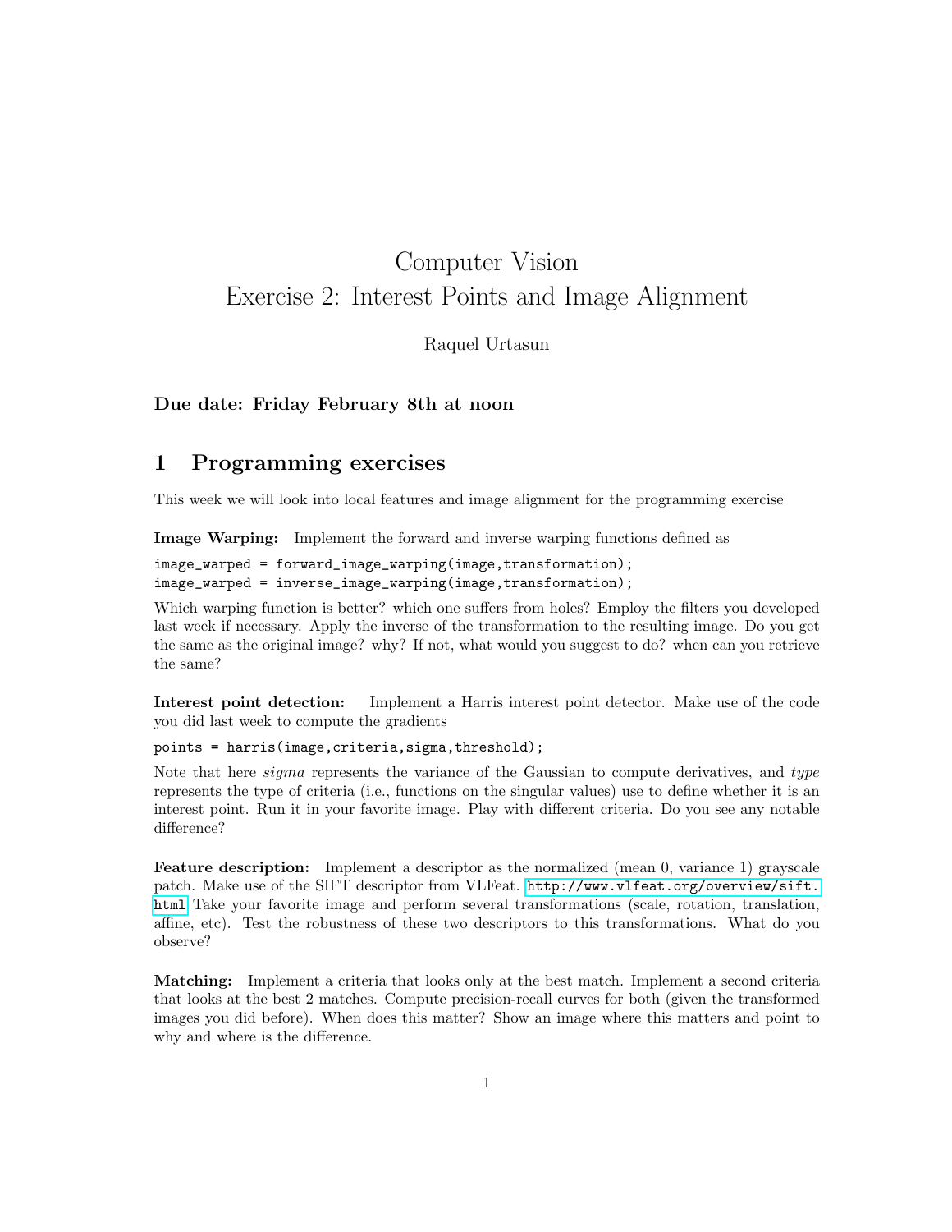# Computer Vision
# Exercise 2: Interest Points and Image Alignment

Raquel Urtasun

**Due date: Friday February 8th at noon**

## 1 Programming exercises

This week we will look into local features and image alignment for the programming exercise

**Image Warping:** Implement the forward and inverse warping functions defined as

```
image_warped = forward_image_warping(image,transformation);
image_warped = inverse_image_warping(image,transformation);
```

Which warping function is better? which one suffers from holes? Employ the filters you developed last week if necessary. Apply the inverse of the transformation to the resulting image. Do you get the same as the original image? why? If not, what would you suggest to do? when can you retrieve the same?

**Interest point detection:** Implement a Harris interest point detector. Make use of the code you did last week to compute the gradients

```
points = harris(image,criteria,sigma,threshold);
```

Note that here *sigma* represents the variance of the Gaussian to compute derivatives, and *type* represents the type of criteria (i.e., functions on the singular values) use to define whether it is an interest point. Run it in your favorite image. Play with different criteria. Do you see any notable difference?

**Feature description:** Implement a descriptor as the normalized (mean 0, variance 1) grayscale patch. Make use of the SIFT descriptor from VLFeat. http://www.vlfeat.org/overview/sift.html Take your favorite image and perform several transformations (scale, rotation, translation, affine, etc). Test the robustness of these two descriptors to this transformations. What do you observe?

**Matching:** Implement a criteria that looks only at the best match. Implement a second criteria that looks at the best 2 matches. Compute precision-recall curves for both (given the transformed images you did before). When does this matter? Show an image where this matters and point to why and where is the difference.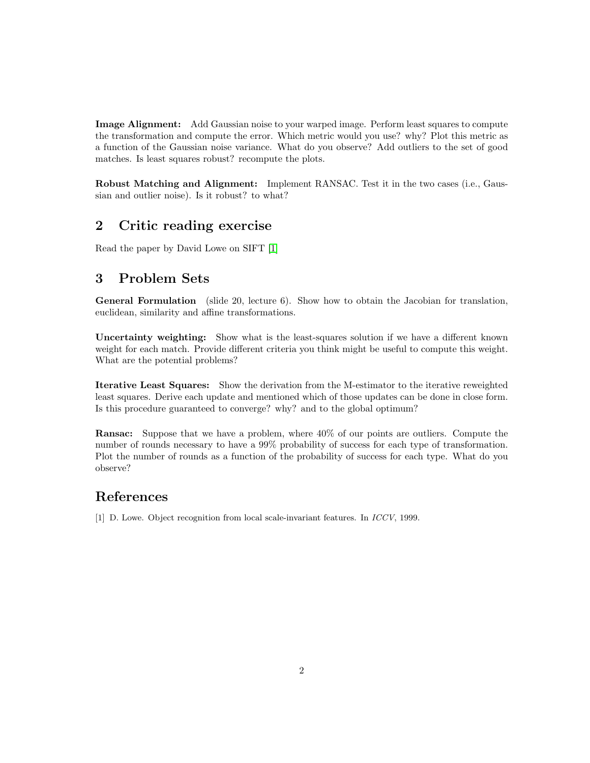**Image Alignment:** Add Gaussian noise to your warped image. Perform least squares to compute the transformation and compute the error. Which metric would you use? why? Plot this metric as a function of the Gaussian noise variance. What do you observe? Add outliers to the set of good matches. Is least squares robust? recompute the plots.

**Robust Matching and Alignment:** Implement RANSAC. Test it in the two cases (i.e., Gaussian and outlier noise). Is it robust? to what?

## 2 Critic reading exercise

Read the paper by David Lowe on SIFT [1]

## 3 Problem Sets

**General Formulation** (slide 20, lecture 6). Show how to obtain the Jacobian for translation, euclidean, similarity and affine transformations.

**Uncertainty weighting:** Show what is the least-squares solution if we have a different known weight for each match. Provide different criteria you think might be useful to compute this weight. What are the potential problems?

**Iterative Least Squares:** Show the derivation from the M-estimator to the iterative reweighted least squares. Derive each update and mentioned which of those updates can be done in close form. Is this procedure guaranteed to converge? why? and to the global optimum?

**Ransac:** Suppose that we have a problem, where 40% of our points are outliers. Compute the number of rounds necessary to have a 99% probability of success for each type of transformation. Plot the number of rounds as a function of the probability of success for each type. What do you observe?

## References

[1] D. Lowe. Object recognition from local scale-invariant features. In *ICCV*, 1999.